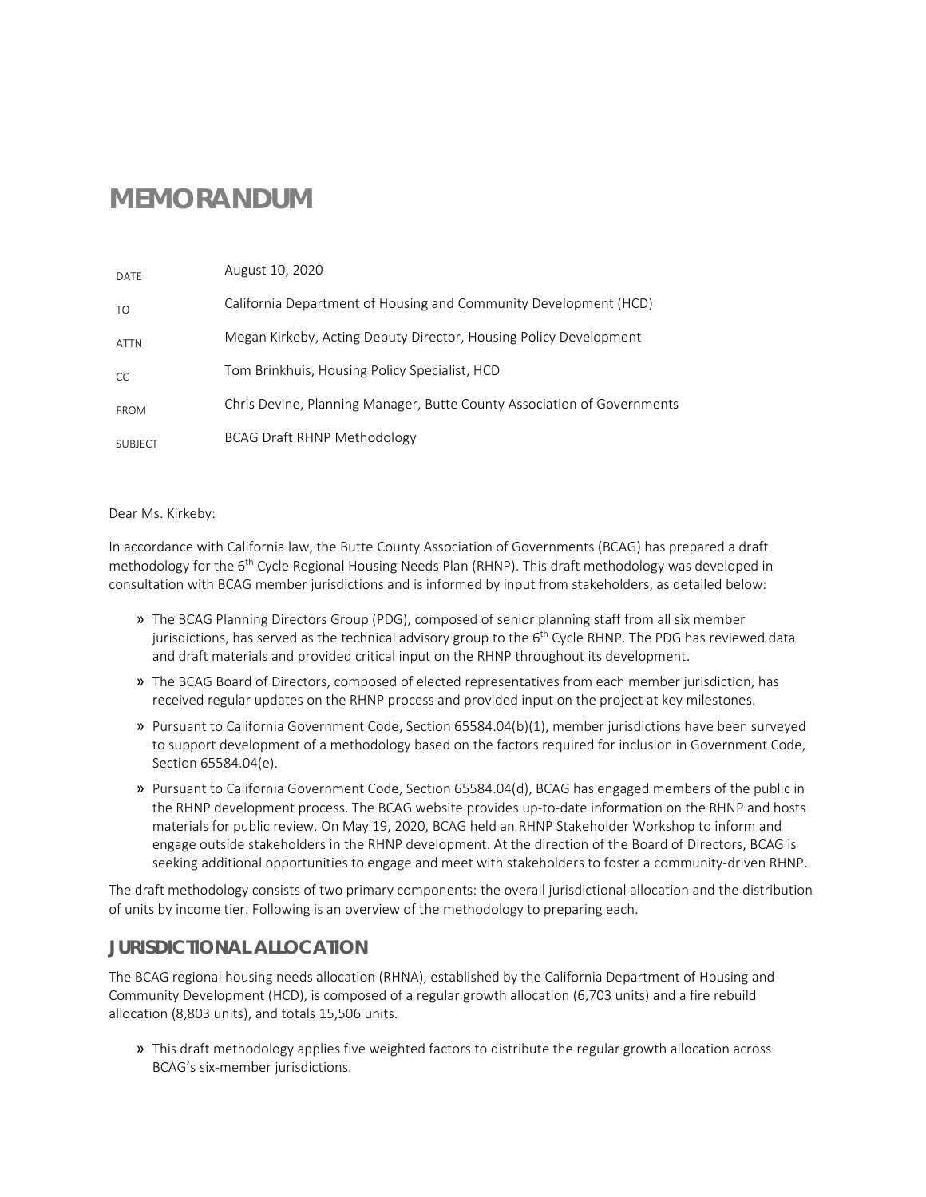# MEMORANDUM

| | |
|---|---|
| DATE | August 10, 2020 |
| TO | California Department of Housing and Community Development (HCD) |
| ATTN | Megan Kirkeby, Acting Deputy Director, Housing Policy Development |
| CC | Tom Brinkhuis, Housing Policy Specialist, HCD |
| FROM | Chris Devine, Planning Manager, Butte County Association of Governments |
| SUBJECT | BCAG Draft RHNP Methodology |

Dear Ms. Kirkeby:

In accordance with California law, the Butte County Association of Governments (BCAG) has prepared a draft methodology for the 6th Cycle Regional Housing Needs Plan (RHNP). This draft methodology was developed in consultation with BCAG member jurisdictions and is informed by input from stakeholders, as detailed below:

- The BCAG Planning Directors Group (PDG), composed of senior planning staff from all six member jurisdictions, has served as the technical advisory group to the 6th Cycle RHNP. The PDG has reviewed data and draft materials and provided critical input on the RHNP throughout its development.
- The BCAG Board of Directors, composed of elected representatives from each member jurisdiction, has received regular updates on the RHNP process and provided input on the project at key milestones.
- Pursuant to California Government Code, Section 65584.04(b)(1), member jurisdictions have been surveyed to support development of a methodology based on the factors required for inclusion in Government Code, Section 65584.04(e).
- Pursuant to California Government Code, Section 65584.04(d), BCAG has engaged members of the public in the RHNP development process. The BCAG website provides up-to-date information on the RHNP and hosts materials for public review. On May 19, 2020, BCAG held an RHNP Stakeholder Workshop to inform and engage outside stakeholders in the RHNP development. At the direction of the Board of Directors, BCAG is seeking additional opportunities to engage and meet with stakeholders to foster a community-driven RHNP.

The draft methodology consists of two primary components: the overall jurisdictional allocation and the distribution of units by income tier. Following is an overview of the methodology to preparing each.

## JURISDICTIONAL ALLOCATION

The BCAG regional housing needs allocation (RHNA), established by the California Department of Housing and Community Development (HCD), is composed of a regular growth allocation (6,703 units) and a fire rebuild allocation (8,803 units), and totals 15,506 units.

- This draft methodology applies five weighted factors to distribute the regular growth allocation across BCAG's six-member jurisdictions.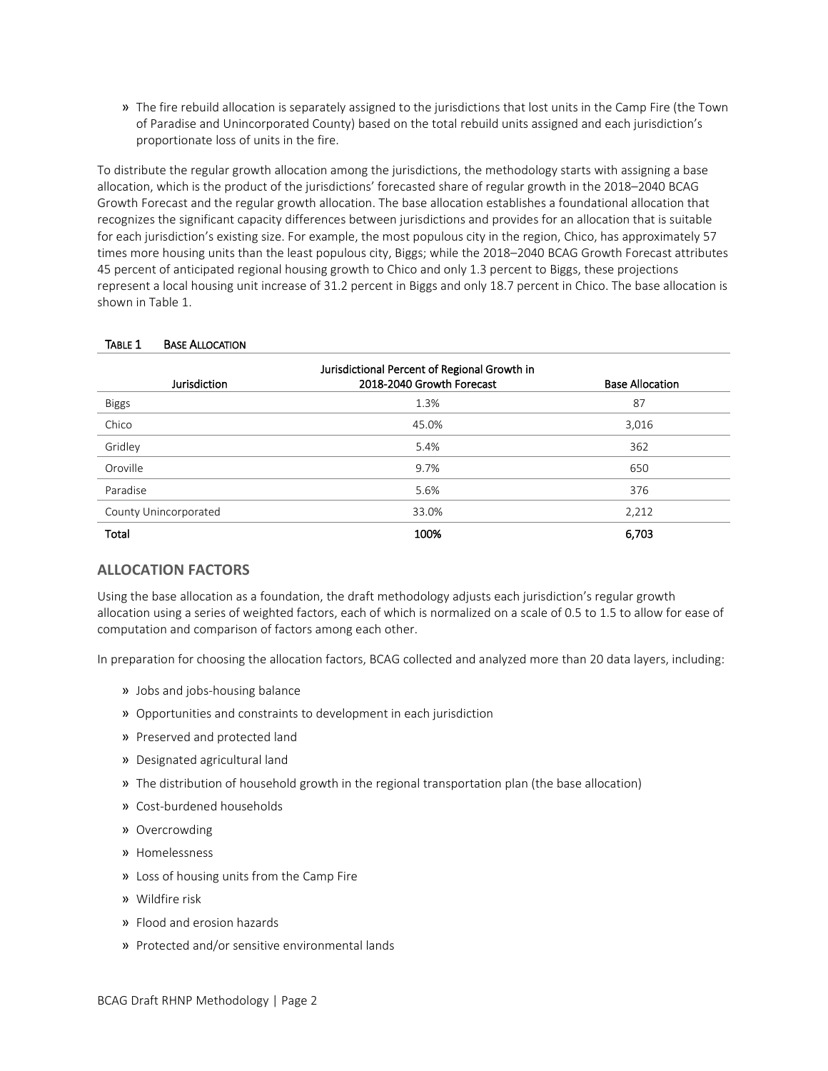- The fire rebuild allocation is separately assigned to the jurisdictions that lost units in the Camp Fire (the Town of Paradise and Unincorporated County) based on the total rebuild units assigned and each jurisdiction's proportionate loss of units in the fire.

To distribute the regular growth allocation among the jurisdictions, the methodology starts with assigning a base allocation, which is the product of the jurisdictions' forecasted share of regular growth in the 2018–2040 BCAG Growth Forecast and the regular growth allocation. The base allocation establishes a foundational allocation that recognizes the significant capacity differences between jurisdictions and provides for an allocation that is suitable for each jurisdiction's existing size. For example, the most populous city in the region, Chico, has approximately 57 times more housing units than the least populous city, Biggs; while the 2018–2040 BCAG Growth Forecast attributes 45 percent of anticipated regional housing growth to Chico and only 1.3 percent to Biggs, these projections represent a local housing unit increase of 31.2 percent in Biggs and only 18.7 percent in Chico. The base allocation is shown in Table 1.

**TABLE 1 BASE ALLOCATION**

| Jurisdiction | Jurisdictional Percent of Regional Growth in 2018-2040 Growth Forecast | Base Allocation |
|---|---|---|
| Biggs | 1.3% | 87 |
| Chico | 45.0% | 3,016 |
| Gridley | 5.4% | 362 |
| Oroville | 9.7% | 650 |
| Paradise | 5.6% | 376 |
| County Unincorporated | 33.0% | 2,212 |
| **Total** | **100%** | **6,703** |

## ALLOCATION FACTORS

Using the base allocation as a foundation, the draft methodology adjusts each jurisdiction's regular growth allocation using a series of weighted factors, each of which is normalized on a scale of 0.5 to 1.5 to allow for ease of computation and comparison of factors among each other.

In preparation for choosing the allocation factors, BCAG collected and analyzed more than 20 data layers, including:

- Jobs and jobs-housing balance
- Opportunities and constraints to development in each jurisdiction
- Preserved and protected land
- Designated agricultural land
- The distribution of household growth in the regional transportation plan (the base allocation)
- Cost-burdened households
- Overcrowding
- Homelessness
- Loss of housing units from the Camp Fire
- Wildfire risk
- Flood and erosion hazards
- Protected and/or sensitive environmental lands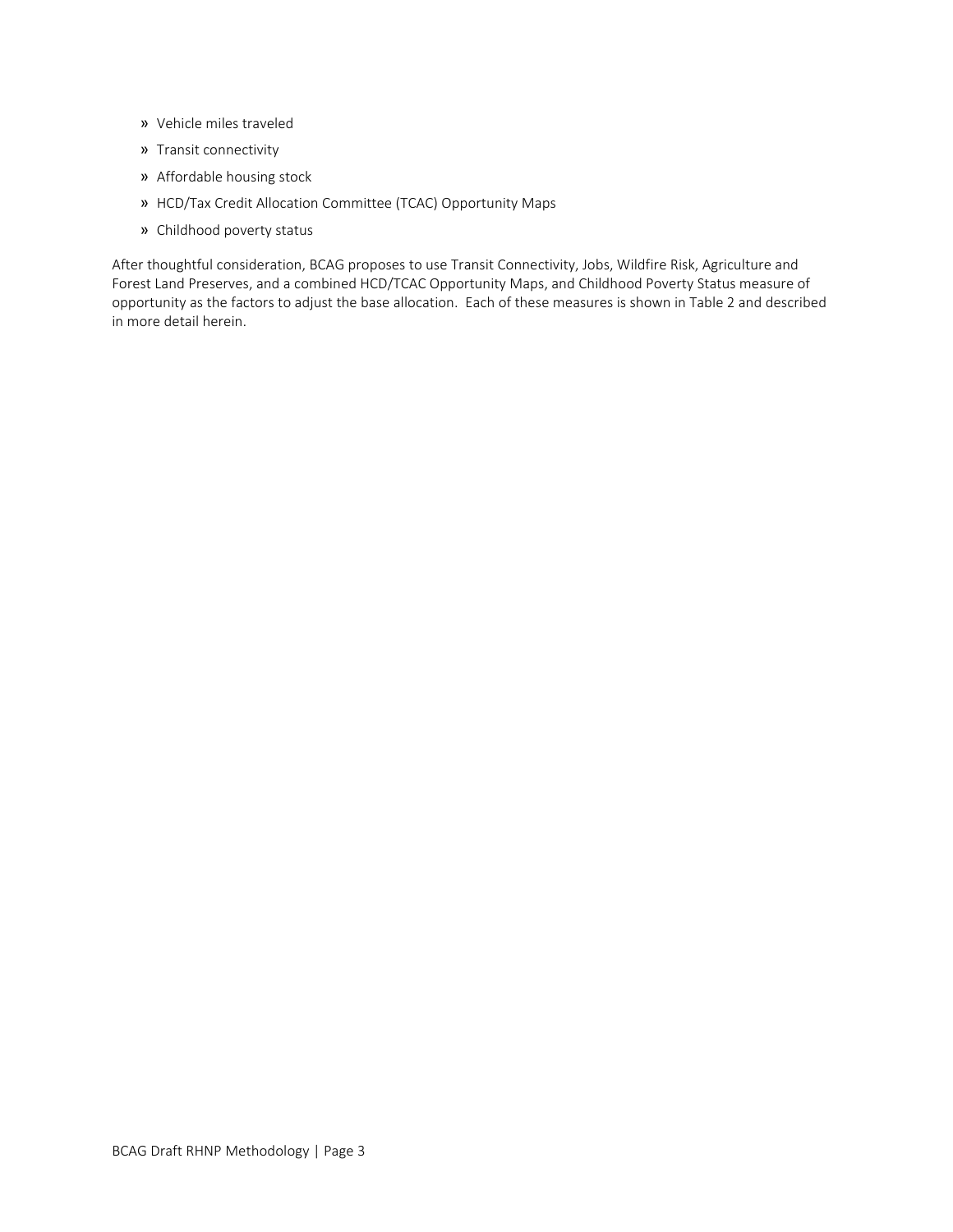- Vehicle miles traveled
- Transit connectivity
- Affordable housing stock
- HCD/Tax Credit Allocation Committee (TCAC) Opportunity Maps
- Childhood poverty status

After thoughtful consideration, BCAG proposes to use Transit Connectivity, Jobs, Wildfire Risk, Agriculture and Forest Land Preserves, and a combined HCD/TCAC Opportunity Maps, and Childhood Poverty Status measure of opportunity as the factors to adjust the base allocation. Each of these measures is shown in Table 2 and described in more detail herein.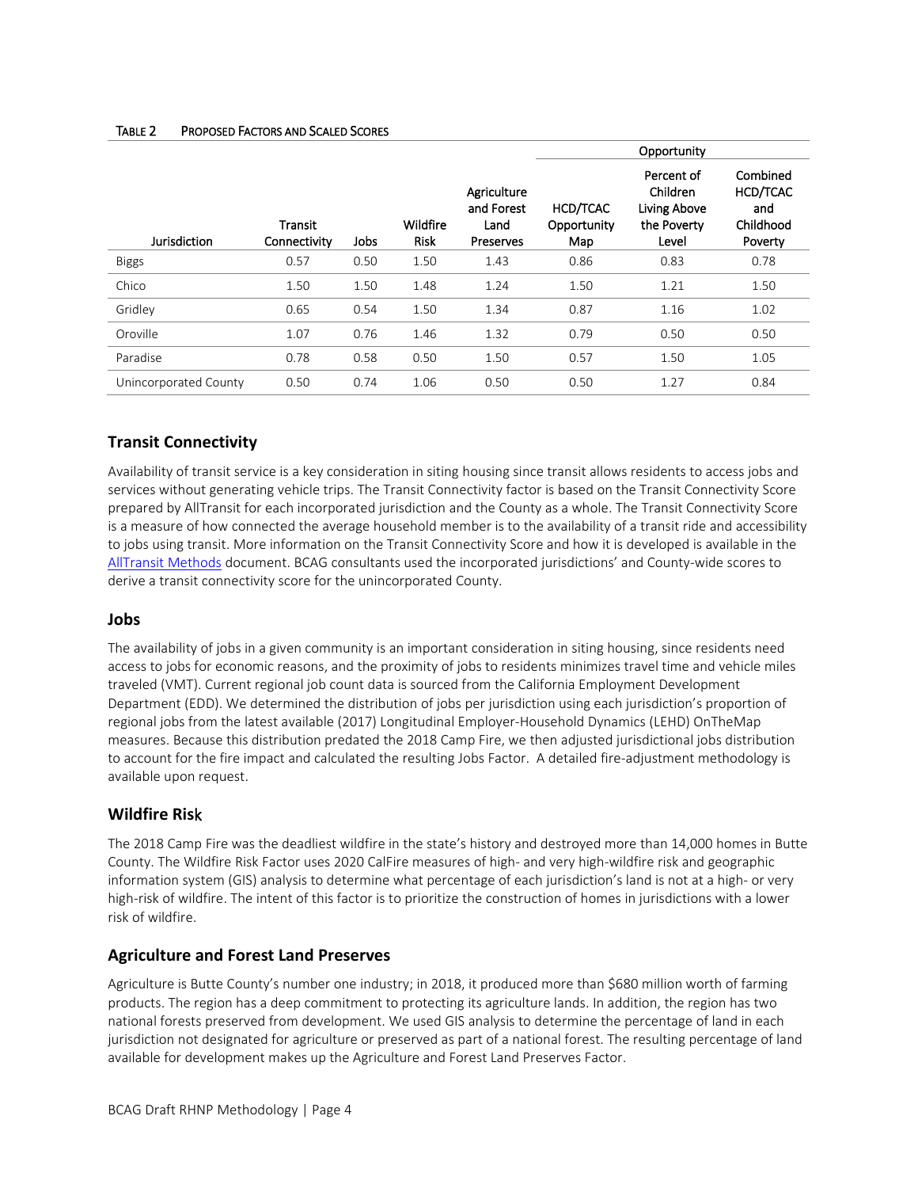TABLE 2 PROPOSED FACTORS AND SCALED SCORES

| Jurisdiction | Transit Connectivity | Jobs | Wildfire Risk | Agriculture and Forest Land Preserves | Opportunity | | |
|---|---|---|---|---|---|---|---|
| | | | | | HCD/TCAC Opportunity Map | Percent of Children Living Above the Poverty Level | Combined HCD/TCAC and Childhood Poverty |
| Biggs | 0.57 | 0.50 | 1.50 | 1.43 | 0.86 | 0.83 | 0.78 |
| Chico | 1.50 | 1.50 | 1.48 | 1.24 | 1.50 | 1.21 | 1.50 |
| Gridley | 0.65 | 0.54 | 1.50 | 1.34 | 0.87 | 1.16 | 1.02 |
| Oroville | 1.07 | 0.76 | 1.46 | 1.32 | 0.79 | 0.50 | 0.50 |
| Paradise | 0.78 | 0.58 | 0.50 | 1.50 | 0.57 | 1.50 | 1.05 |
| Unincorporated County | 0.50 | 0.74 | 1.06 | 0.50 | 0.50 | 1.27 | 0.84 |

## Transit Connectivity

Availability of transit service is a key consideration in siting housing since transit allows residents to access jobs and services without generating vehicle trips. The Transit Connectivity factor is based on the Transit Connectivity Score prepared by AllTransit for each incorporated jurisdiction and the County as a whole. The Transit Connectivity Score is a measure of how connected the average household member is to the availability of a transit ride and accessibility to jobs using transit. More information on the Transit Connectivity Score and how it is developed is available in the AllTransit Methods document. BCAG consultants used the incorporated jurisdictions' and County-wide scores to derive a transit connectivity score for the unincorporated County.

## Jobs

The availability of jobs in a given community is an important consideration in siting housing, since residents need access to jobs for economic reasons, and the proximity of jobs to residents minimizes travel time and vehicle miles traveled (VMT). Current regional job count data is sourced from the California Employment Development Department (EDD). We determined the distribution of jobs per jurisdiction using each jurisdiction's proportion of regional jobs from the latest available (2017) Longitudinal Employer-Household Dynamics (LEHD) OnTheMap measures. Because this distribution predated the 2018 Camp Fire, we then adjusted jurisdictional jobs distribution to account for the fire impact and calculated the resulting Jobs Factor. A detailed fire-adjustment methodology is available upon request.

## Wildfire Risk

The 2018 Camp Fire was the deadliest wildfire in the state's history and destroyed more than 14,000 homes in Butte County. The Wildfire Risk Factor uses 2020 CalFire measures of high- and very high-wildfire risk and geographic information system (GIS) analysis to determine what percentage of each jurisdiction's land is not at a high- or very high-risk of wildfire. The intent of this factor is to prioritize the construction of homes in jurisdictions with a lower risk of wildfire.

## Agriculture and Forest Land Preserves

Agriculture is Butte County's number one industry; in 2018, it produced more than $680 million worth of farming products. The region has a deep commitment to protecting its agriculture lands. In addition, the region has two national forests preserved from development. We used GIS analysis to determine the percentage of land in each jurisdiction not designated for agriculture or preserved as part of a national forest. The resulting percentage of land available for development makes up the Agriculture and Forest Land Preserves Factor.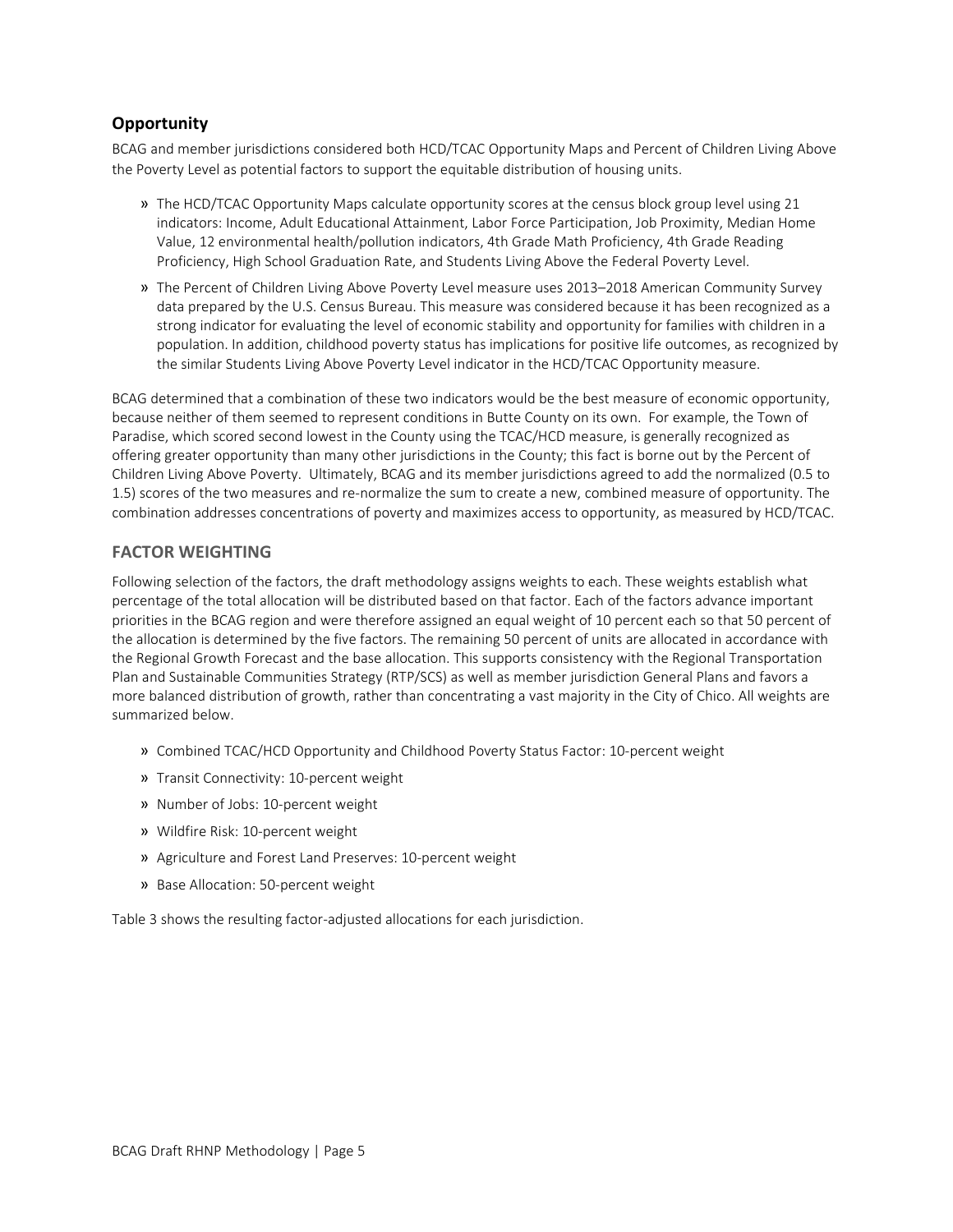### Opportunity

BCAG and member jurisdictions considered both HCD/TCAC Opportunity Maps and Percent of Children Living Above the Poverty Level as potential factors to support the equitable distribution of housing units.

- The HCD/TCAC Opportunity Maps calculate opportunity scores at the census block group level using 21 indicators: Income, Adult Educational Attainment, Labor Force Participation, Job Proximity, Median Home Value, 12 environmental health/pollution indicators, 4th Grade Math Proficiency, 4th Grade Reading Proficiency, High School Graduation Rate, and Students Living Above the Federal Poverty Level.
- The Percent of Children Living Above Poverty Level measure uses 2013–2018 American Community Survey data prepared by the U.S. Census Bureau. This measure was considered because it has been recognized as a strong indicator for evaluating the level of economic stability and opportunity for families with children in a population. In addition, childhood poverty status has implications for positive life outcomes, as recognized by the similar Students Living Above Poverty Level indicator in the HCD/TCAC Opportunity measure.

BCAG determined that a combination of these two indicators would be the best measure of economic opportunity, because neither of them seemed to represent conditions in Butte County on its own. For example, the Town of Paradise, which scored second lowest in the County using the TCAC/HCD measure, is generally recognized as offering greater opportunity than many other jurisdictions in the County; this fact is borne out by the Percent of Children Living Above Poverty. Ultimately, BCAG and its member jurisdictions agreed to add the normalized (0.5 to 1.5) scores of the two measures and re-normalize the sum to create a new, combined measure of opportunity. The combination addresses concentrations of poverty and maximizes access to opportunity, as measured by HCD/TCAC.

## FACTOR WEIGHTING

Following selection of the factors, the draft methodology assigns weights to each. These weights establish what percentage of the total allocation will be distributed based on that factor. Each of the factors advance important priorities in the BCAG region and were therefore assigned an equal weight of 10 percent each so that 50 percent of the allocation is determined by the five factors. The remaining 50 percent of units are allocated in accordance with the Regional Growth Forecast and the base allocation. This supports consistency with the Regional Transportation Plan and Sustainable Communities Strategy (RTP/SCS) as well as member jurisdiction General Plans and favors a more balanced distribution of growth, rather than concentrating a vast majority in the City of Chico. All weights are summarized below.

- Combined TCAC/HCD Opportunity and Childhood Poverty Status Factor: 10-percent weight
- Transit Connectivity: 10-percent weight
- Number of Jobs: 10-percent weight
- Wildfire Risk: 10-percent weight
- Agriculture and Forest Land Preserves: 10-percent weight
- Base Allocation: 50-percent weight

Table 3 shows the resulting factor-adjusted allocations for each jurisdiction.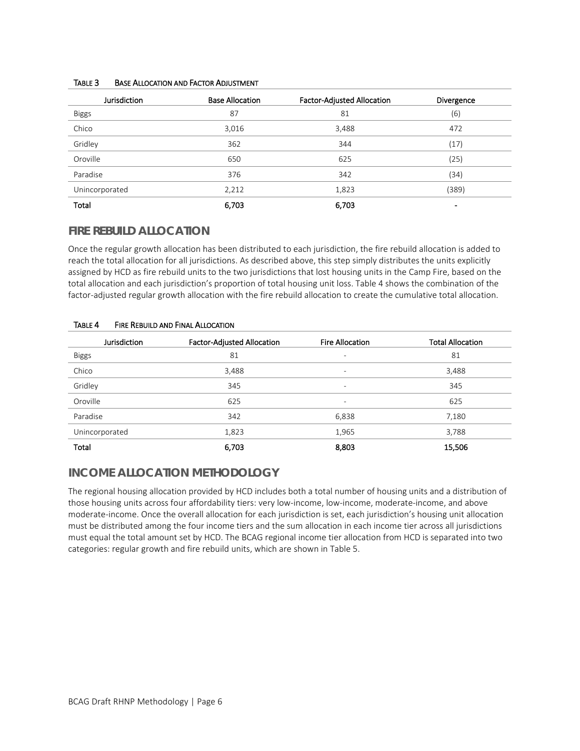TABLE 3 BASE ALLOCATION AND FACTOR ADJUSTMENT

| Jurisdiction | Base Allocation | Factor-Adjusted Allocation | Divergence |
|---|---|---|---|
| Biggs | 87 | 81 | (6) |
| Chico | 3,016 | 3,488 | 472 |
| Gridley | 362 | 344 | (17) |
| Oroville | 650 | 625 | (25) |
| Paradise | 376 | 342 | (34) |
| Unincorporated | 2,212 | 1,823 | (389) |
| **Total** | **6,703** | **6,703** | **-** |

## FIRE REBUILD ALLOCATION

Once the regular growth allocation has been distributed to each jurisdiction, the fire rebuild allocation is added to reach the total allocation for all jurisdictions. As described above, this step simply distributes the units explicitly assigned by HCD as fire rebuild units to the two jurisdictions that lost housing units in the Camp Fire, based on the total allocation and each jurisdiction's proportion of total housing unit loss. Table 4 shows the combination of the factor-adjusted regular growth allocation with the fire rebuild allocation to create the cumulative total allocation.

TABLE 4 FIRE REBUILD AND FINAL ALLOCATION

| Jurisdiction | Factor-Adjusted Allocation | Fire Allocation | Total Allocation |
|---|---|---|---|
| Biggs | 81 | - | 81 |
| Chico | 3,488 | - | 3,488 |
| Gridley | 345 | - | 345 |
| Oroville | 625 | - | 625 |
| Paradise | 342 | 6,838 | 7,180 |
| Unincorporated | 1,823 | 1,965 | 3,788 |
| **Total** | **6,703** | **8,803** | **15,506** |

## INCOME ALLOCATION METHODOLOGY

The regional housing allocation provided by HCD includes both a total number of housing units and a distribution of those housing units across four affordability tiers: very low-income, low-income, moderate-income, and above moderate-income. Once the overall allocation for each jurisdiction is set, each jurisdiction's housing unit allocation must be distributed among the four income tiers and the sum allocation in each income tier across all jurisdictions must equal the total amount set by HCD. The BCAG regional income tier allocation from HCD is separated into two categories: regular growth and fire rebuild units, which are shown in Table 5.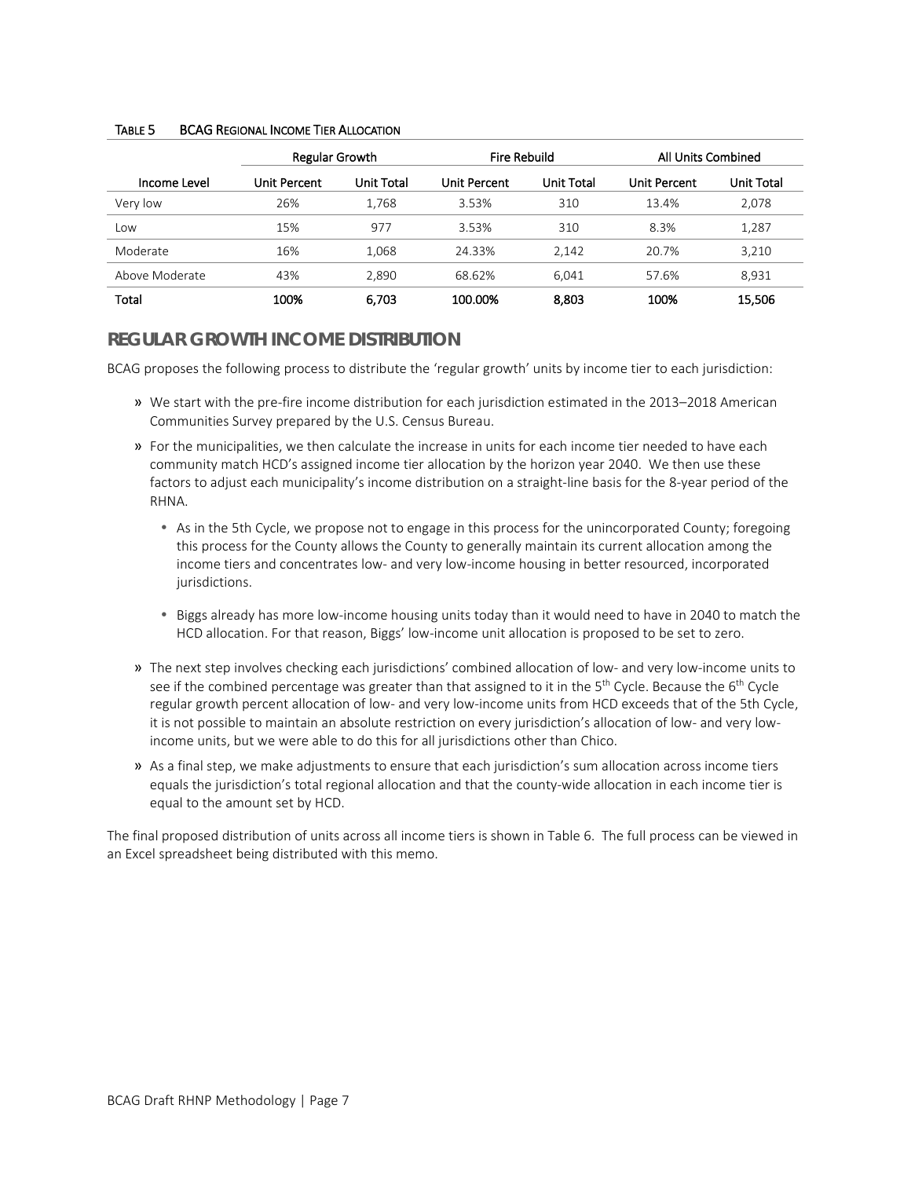TABLE 5 BCAG REGIONAL INCOME TIER ALLOCATION

| | Regular Growth | | Fire Rebuild | | All Units Combined | |
|---|---|---|---|---|---|---|
| Income Level | Unit Percent | Unit Total | Unit Percent | Unit Total | Unit Percent | Unit Total |
| Very low | 26% | 1,768 | 3.53% | 310 | 13.4% | 2,078 |
| Low | 15% | 977 | 3.53% | 310 | 8.3% | 1,287 |
| Moderate | 16% | 1,068 | 24.33% | 2,142 | 20.7% | 3,210 |
| Above Moderate | 43% | 2,890 | 68.62% | 6,041 | 57.6% | 8,931 |
| **Total** | **100%** | **6,703** | **100.00%** | **8,803** | **100%** | **15,506** |

## REGULAR GROWTH INCOME DISTRIBUTION

BCAG proposes the following process to distribute the 'regular growth' units by income tier to each jurisdiction:

- We start with the pre-fire income distribution for each jurisdiction estimated in the 2013–2018 American Communities Survey prepared by the U.S. Census Bureau.
- For the municipalities, we then calculate the increase in units for each income tier needed to have each community match HCD's assigned income tier allocation by the horizon year 2040. We then use these factors to adjust each municipality's income distribution on a straight-line basis for the 8-year period of the RHNA.
  - As in the 5th Cycle, we propose not to engage in this process for the unincorporated County; foregoing this process for the County allows the County to generally maintain its current allocation among the income tiers and concentrates low- and very low-income housing in better resourced, incorporated jurisdictions.
  - Biggs already has more low-income housing units today than it would need to have in 2040 to match the HCD allocation. For that reason, Biggs' low-income unit allocation is proposed to be set to zero.
- The next step involves checking each jurisdictions' combined allocation of low- and very low-income units to see if the combined percentage was greater than that assigned to it in the 5th Cycle. Because the 6th Cycle regular growth percent allocation of low- and very low-income units from HCD exceeds that of the 5th Cycle, it is not possible to maintain an absolute restriction on every jurisdiction's allocation of low- and very low-income units, but we were able to do this for all jurisdictions other than Chico.
- As a final step, we make adjustments to ensure that each jurisdiction's sum allocation across income tiers equals the jurisdiction's total regional allocation and that the county-wide allocation in each income tier is equal to the amount set by HCD.

The final proposed distribution of units across all income tiers is shown in Table 6. The full process can be viewed in an Excel spreadsheet being distributed with this memo.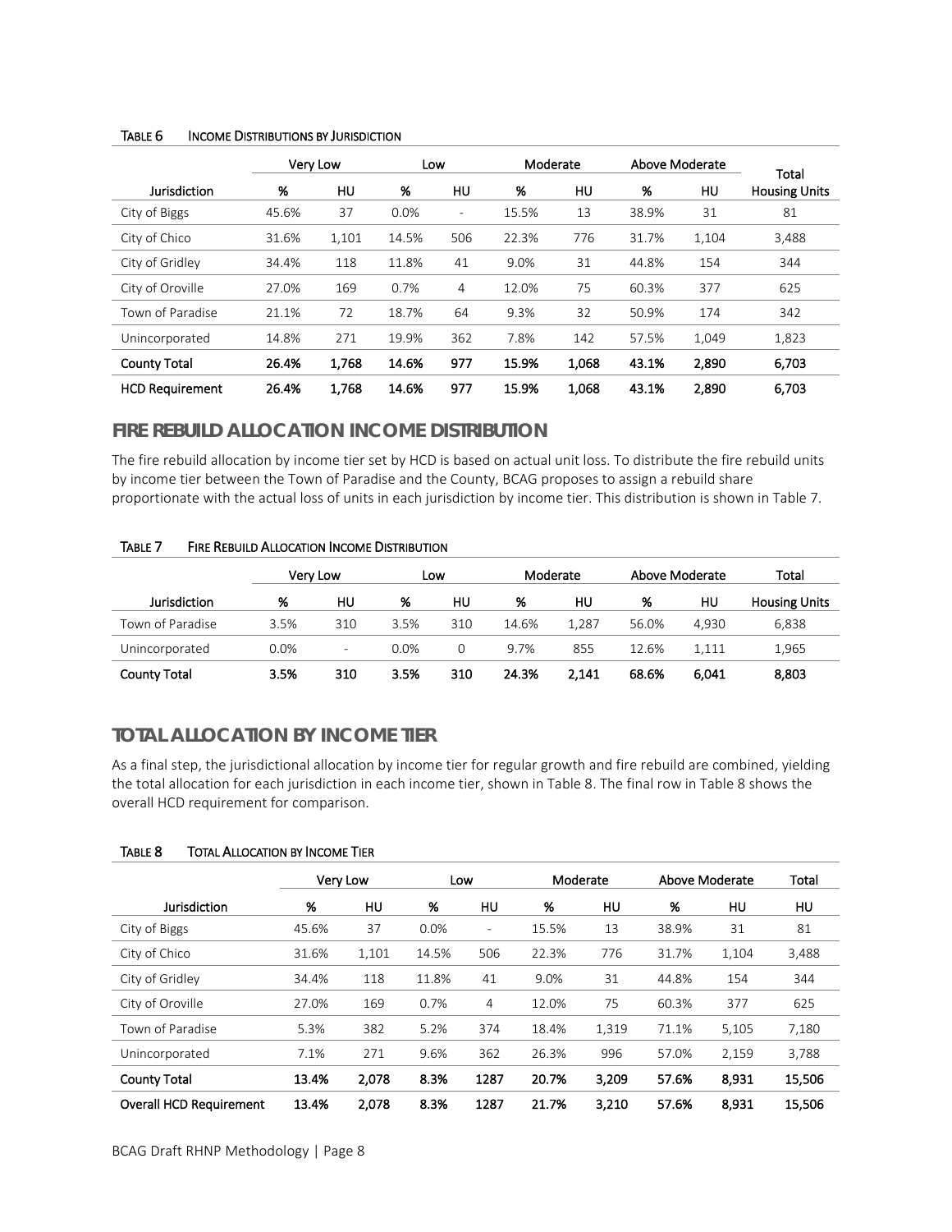Table 6 Income Distributions by Jurisdiction

| | Very Low | | Low | | Moderate | | Above Moderate | | Total |
|---|---|---|---|---|---|---|---|---|---|
| Jurisdiction | % | HU | % | HU | % | HU | % | HU | Housing Units |
| City of Biggs | 45.6% | 37 | 0.0% | - | 15.5% | 13 | 38.9% | 31 | 81 |
| City of Chico | 31.6% | 1,101 | 14.5% | 506 | 22.3% | 776 | 31.7% | 1,104 | 3,488 |
| City of Gridley | 34.4% | 118 | 11.8% | 41 | 9.0% | 31 | 44.8% | 154 | 344 |
| City of Oroville | 27.0% | 169 | 0.7% | 4 | 12.0% | 75 | 60.3% | 377 | 625 |
| Town of Paradise | 21.1% | 72 | 18.7% | 64 | 9.3% | 32 | 50.9% | 174 | 342 |
| Unincorporated | 14.8% | 271 | 19.9% | 362 | 7.8% | 142 | 57.5% | 1,049 | 1,823 |
| **County Total** | **26.4%** | **1,768** | **14.6%** | **977** | **15.9%** | **1,068** | **43.1%** | **2,890** | **6,703** |
| **HCD Requirement** | **26.4%** | **1,768** | **14.6%** | **977** | **15.9%** | **1,068** | **43.1%** | **2,890** | **6,703** |

## FIRE REBUILD ALLOCATION INCOME DISTRIBUTION

The fire rebuild allocation by income tier set by HCD is based on actual unit loss. To distribute the fire rebuild units by income tier between the Town of Paradise and the County, BCAG proposes to assign a rebuild share proportionate with the actual loss of units in each jurisdiction by income tier. This distribution is shown in Table 7.

Table 7 Fire Rebuild Allocation Income Distribution

| | Very Low | | Low | | Moderate | | Above Moderate | | Total |
|---|---|---|---|---|---|---|---|---|---|
| Jurisdiction | % | HU | % | HU | % | HU | % | HU | Housing Units |
| Town of Paradise | 3.5% | 310 | 3.5% | 310 | 14.6% | 1,287 | 56.0% | 4,930 | 6,838 |
| Unincorporated | 0.0% | - | 0.0% | 0 | 9.7% | 855 | 12.6% | 1,111 | 1,965 |
| **County Total** | **3.5%** | **310** | **3.5%** | **310** | **24.3%** | **2,141** | **68.6%** | **6,041** | **8,803** |

## TOTAL ALLOCATION BY INCOME TIER

As a final step, the jurisdictional allocation by income tier for regular growth and fire rebuild are combined, yielding the total allocation for each jurisdiction in each income tier, shown in Table 8. The final row in Table 8 shows the overall HCD requirement for comparison.

Table 8 Total Allocation by Income Tier

| | Very Low | | Low | | Moderate | | Above Moderate | | Total |
|---|---|---|---|---|---|---|---|---|---|
| Jurisdiction | % | HU | % | HU | % | HU | % | HU | HU |
| City of Biggs | 45.6% | 37 | 0.0% | - | 15.5% | 13 | 38.9% | 31 | 81 |
| City of Chico | 31.6% | 1,101 | 14.5% | 506 | 22.3% | 776 | 31.7% | 1,104 | 3,488 |
| City of Gridley | 34.4% | 118 | 11.8% | 41 | 9.0% | 31 | 44.8% | 154 | 344 |
| City of Oroville | 27.0% | 169 | 0.7% | 4 | 12.0% | 75 | 60.3% | 377 | 625 |
| Town of Paradise | 5.3% | 382 | 5.2% | 374 | 18.4% | 1,319 | 71.1% | 5,105 | 7,180 |
| Unincorporated | 7.1% | 271 | 9.6% | 362 | 26.3% | 996 | 57.0% | 2,159 | 3,788 |
| **County Total** | **13.4%** | **2,078** | **8.3%** | **1287** | **20.7%** | **3,209** | **57.6%** | **8,931** | **15,506** |
| **Overall HCD Requirement** | **13.4%** | **2,078** | **8.3%** | **1287** | **21.7%** | **3,210** | **57.6%** | **8,931** | **15,506** |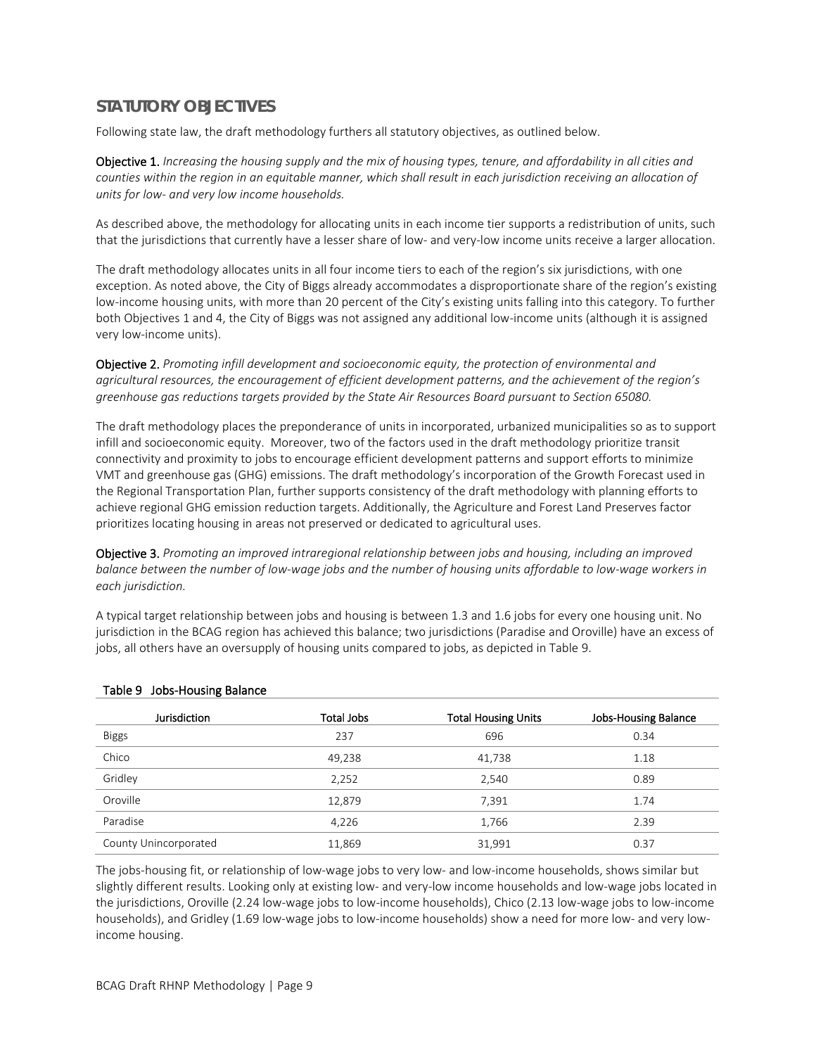## STATUTORY OBJECTIVES

Following state law, the draft methodology furthers all statutory objectives, as outlined below.

**Objective 1.** *Increasing the housing supply and the mix of housing types, tenure, and affordability in all cities and counties within the region in an equitable manner, which shall result in each jurisdiction receiving an allocation of units for low- and very low income households.*

As described above, the methodology for allocating units in each income tier supports a redistribution of units, such that the jurisdictions that currently have a lesser share of low- and very-low income units receive a larger allocation.

The draft methodology allocates units in all four income tiers to each of the region's six jurisdictions, with one exception. As noted above, the City of Biggs already accommodates a disproportionate share of the region's existing low-income housing units, with more than 20 percent of the City's existing units falling into this category. To further both Objectives 1 and 4, the City of Biggs was not assigned any additional low-income units (although it is assigned very low-income units).

**Objective 2.** *Promoting infill development and socioeconomic equity, the protection of environmental and agricultural resources, the encouragement of efficient development patterns, and the achievement of the region's greenhouse gas reductions targets provided by the State Air Resources Board pursuant to Section 65080.*

The draft methodology places the preponderance of units in incorporated, urbanized municipalities so as to support infill and socioeconomic equity. Moreover, two of the factors used in the draft methodology prioritize transit connectivity and proximity to jobs to encourage efficient development patterns and support efforts to minimize VMT and greenhouse gas (GHG) emissions. The draft methodology's incorporation of the Growth Forecast used in the Regional Transportation Plan, further supports consistency of the draft methodology with planning efforts to achieve regional GHG emission reduction targets. Additionally, the Agriculture and Forest Land Preserves factor prioritizes locating housing in areas not preserved or dedicated to agricultural uses.

**Objective 3.** *Promoting an improved intraregional relationship between jobs and housing, including an improved balance between the number of low-wage jobs and the number of housing units affordable to low-wage workers in each jurisdiction.*

A typical target relationship between jobs and housing is between 1.3 and 1.6 jobs for every one housing unit. No jurisdiction in the BCAG region has achieved this balance; two jurisdictions (Paradise and Oroville) have an excess of jobs, all others have an oversupply of housing units compared to jobs, as depicted in Table 9.

**Table 9 Jobs-Housing Balance**

| Jurisdiction | Total Jobs | Total Housing Units | Jobs-Housing Balance |
|---|---|---|---|
| Biggs | 237 | 696 | 0.34 |
| Chico | 49,238 | 41,738 | 1.18 |
| Gridley | 2,252 | 2,540 | 0.89 |
| Oroville | 12,879 | 7,391 | 1.74 |
| Paradise | 4,226 | 1,766 | 2.39 |
| County Unincorporated | 11,869 | 31,991 | 0.37 |

The jobs-housing fit, or relationship of low-wage jobs to very low- and low-income households, shows similar but slightly different results. Looking only at existing low- and very-low income households and low-wage jobs located in the jurisdictions, Oroville (2.24 low-wage jobs to low-income households), Chico (2.13 low-wage jobs to low-income households), and Gridley (1.69 low-wage jobs to low-income households) show a need for more low- and very low-income housing.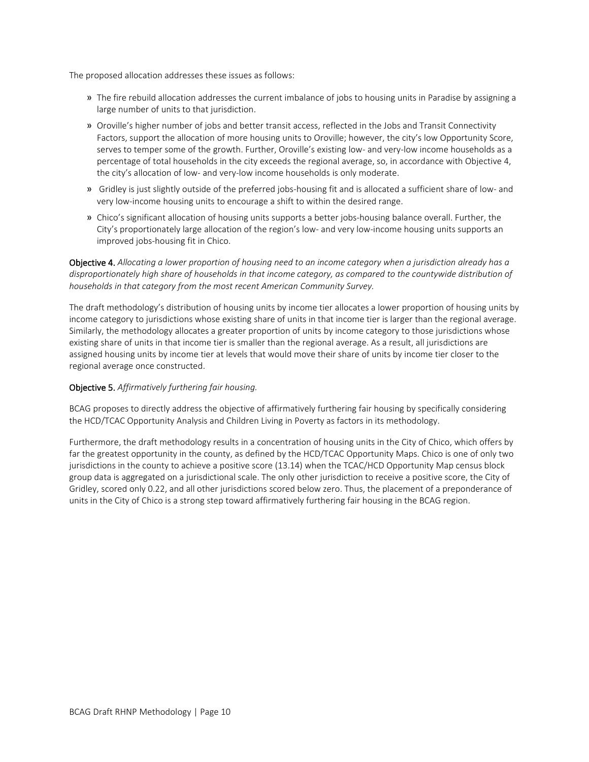The proposed allocation addresses these issues as follows:

- The fire rebuild allocation addresses the current imbalance of jobs to housing units in Paradise by assigning a large number of units to that jurisdiction.
- Oroville's higher number of jobs and better transit access, reflected in the Jobs and Transit Connectivity Factors, support the allocation of more housing units to Oroville; however, the city's low Opportunity Score, serves to temper some of the growth. Further, Oroville's existing low- and very-low income households as a percentage of total households in the city exceeds the regional average, so, in accordance with Objective 4, the city's allocation of low- and very-low income households is only moderate.
- Gridley is just slightly outside of the preferred jobs-housing fit and is allocated a sufficient share of low- and very low-income housing units to encourage a shift to within the desired range.
- Chico's significant allocation of housing units supports a better jobs-housing balance overall. Further, the City's proportionately large allocation of the region's low- and very low-income housing units supports an improved jobs-housing fit in Chico.

**Objective 4.** *Allocating a lower proportion of housing need to an income category when a jurisdiction already has a disproportionately high share of households in that income category, as compared to the countywide distribution of households in that category from the most recent American Community Survey.*

The draft methodology's distribution of housing units by income tier allocates a lower proportion of housing units by income category to jurisdictions whose existing share of units in that income tier is larger than the regional average. Similarly, the methodology allocates a greater proportion of units by income category to those jurisdictions whose existing share of units in that income tier is smaller than the regional average. As a result, all jurisdictions are assigned housing units by income tier at levels that would move their share of units by income tier closer to the regional average once constructed.

**Objective 5.** *Affirmatively furthering fair housing.*

BCAG proposes to directly address the objective of affirmatively furthering fair housing by specifically considering the HCD/TCAC Opportunity Analysis and Children Living in Poverty as factors in its methodology.

Furthermore, the draft methodology results in a concentration of housing units in the City of Chico, which offers by far the greatest opportunity in the county, as defined by the HCD/TCAC Opportunity Maps. Chico is one of only two jurisdictions in the county to achieve a positive score (13.14) when the TCAC/HCD Opportunity Map census block group data is aggregated on a jurisdictional scale. The only other jurisdiction to receive a positive score, the City of Gridley, scored only 0.22, and all other jurisdictions scored below zero. Thus, the placement of a preponderance of units in the City of Chico is a strong step toward affirmatively furthering fair housing in the BCAG region.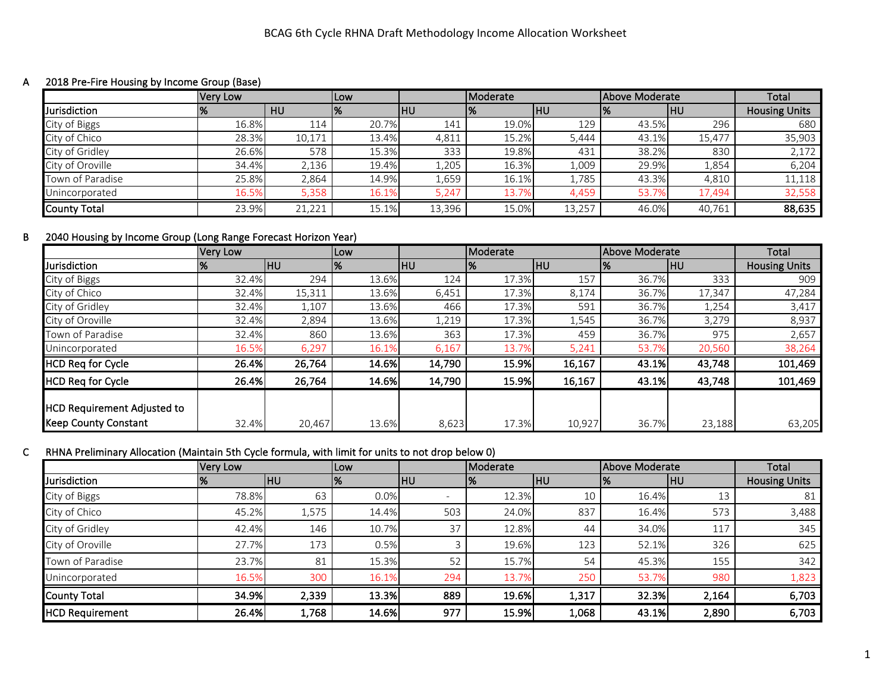# BCAG 6th Cycle RHNA Draft Methodology Income Allocation Worksheet

**A 2018 Pre-Fire Housing by Income Group (Base)**

| | Very Low | | Low | | Moderate | | Above Moderate | | Total |
|---|---|---|---|---|---|---|---|---|---|
| Jurisdiction | % | HU | % | HU | % | HU | % | HU | Housing Units |
| City of Biggs | 16.8% | 114 | 20.7% | 141 | 19.0% | 129 | 43.5% | 296 | 680 |
| City of Chico | 28.3% | 10,171 | 13.4% | 4,811 | 15.2% | 5,444 | 43.1% | 15,477 | 35,903 |
| City of Gridley | 26.6% | 578 | 15.3% | 333 | 19.8% | 431 | 38.2% | 830 | 2,172 |
| City of Oroville | 34.4% | 2,136 | 19.4% | 1,205 | 16.3% | 1,009 | 29.9% | 1,854 | 6,204 |
| Town of Paradise | 25.8% | 2,864 | 14.9% | 1,659 | 16.1% | 1,785 | 43.3% | 4,810 | 11,118 |
| Unincorporated | 16.5% | 5,358 | 16.1% | 5,247 | 13.7% | 4,459 | 53.7% | 17,494 | 32,558 |
| **County Total** | 23.9% | 21,221 | 15.1% | 13,396 | 15.0% | 13,257 | 46.0% | 40,761 | **88,635** |

**B 2040 Housing by Income Group (Long Range Forecast Horizon Year)**

| | Very Low | | Low | | Moderate | | Above Moderate | | Total |
|---|---|---|---|---|---|---|---|---|---|
| Jurisdiction | % | HU | % | HU | % | HU | % | HU | Housing Units |
| City of Biggs | 32.4% | 294 | 13.6% | 124 | 17.3% | 157 | 36.7% | 333 | 909 |
| City of Chico | 32.4% | 15,311 | 13.6% | 6,451 | 17.3% | 8,174 | 36.7% | 17,347 | 47,284 |
| City of Gridley | 32.4% | 1,107 | 13.6% | 466 | 17.3% | 591 | 36.7% | 1,254 | 3,417 |
| City of Oroville | 32.4% | 2,894 | 13.6% | 1,219 | 17.3% | 1,545 | 36.7% | 3,279 | 8,937 |
| Town of Paradise | 32.4% | 860 | 13.6% | 363 | 17.3% | 459 | 36.7% | 975 | 2,657 |
| Unincorporated | 16.5% | 6,297 | 16.1% | 6,167 | 13.7% | 5,241 | 53.7% | 20,560 | 38,264 |
| **HCD Req for Cycle** | **26.4%** | **26,764** | **14.6%** | **14,790** | **15.9%** | **16,167** | **43.1%** | **43,748** | **101,469** |
| **HCD Req for Cycle** | **26.4%** | **26,764** | **14.6%** | **14,790** | **15.9%** | **16,167** | **43.1%** | **43,748** | **101,469** |
| HCD Requirement Adjusted to Keep County Constant | 32.4% | 20,467 | 13.6% | 8,623 | 17.3% | 10,927 | 36.7% | 23,188 | 63,205 |

**C RHNA Preliminary Allocation (Maintain 5th Cycle formula, with limit for units to not drop below 0)**

| | Very Low | | Low | | Moderate | | Above Moderate | | Total |
|---|---|---|---|---|---|---|---|---|---|
| Jurisdiction | % | HU | % | HU | % | HU | % | HU | Housing Units |
| City of Biggs | 78.8% | 63 | 0.0% | - | 12.3% | 10 | 16.4% | 13 | 81 |
| City of Chico | 45.2% | 1,575 | 14.4% | 503 | 24.0% | 837 | 16.4% | 573 | 3,488 |
| City of Gridley | 42.4% | 146 | 10.7% | 37 | 12.8% | 44 | 34.0% | 117 | 345 |
| City of Oroville | 27.7% | 173 | 0.5% | 3 | 19.6% | 123 | 52.1% | 326 | 625 |
| Town of Paradise | 23.7% | 81 | 15.3% | 52 | 15.7% | 54 | 45.3% | 155 | 342 |
| Unincorporated | 16.5% | 300 | 16.1% | 294 | 13.7% | 250 | 53.7% | 980 | 1,823 |
| **County Total** | **34.9%** | **2,339** | **13.3%** | **889** | **19.6%** | **1,317** | **32.3%** | **2,164** | **6,703** |
| **HCD Requirement** | **26.4%** | **1,768** | **14.6%** | **977** | **15.9%** | **1,068** | **43.1%** | **2,890** | **6,703** |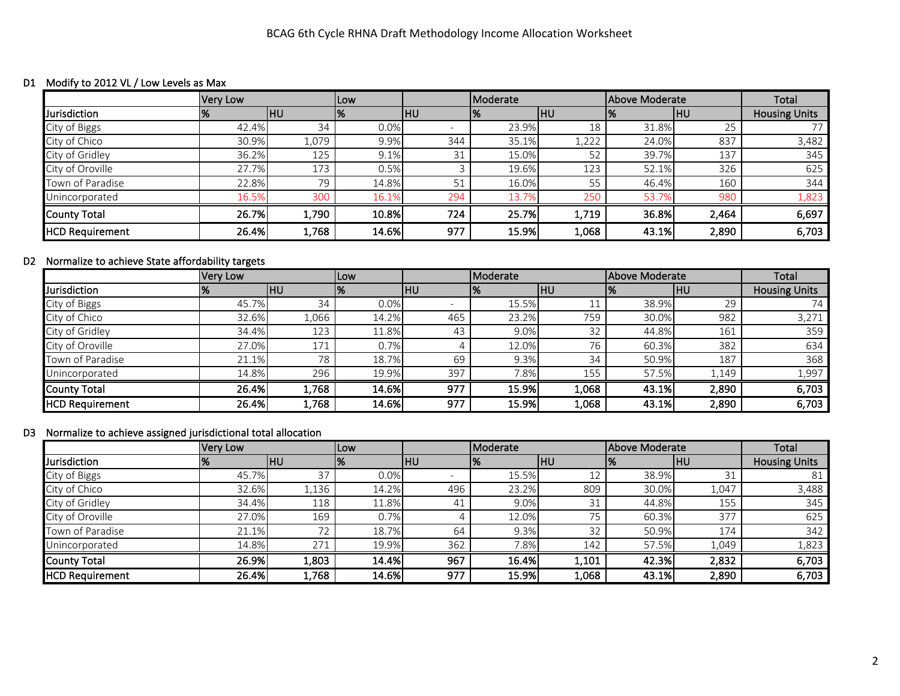# BCAG 6th Cycle RHNA Draft Methodology Income Allocation Worksheet

## D1 Modify to 2012 VL / Low Levels as Max

| | Very Low | | Low | | Moderate | | Above Moderate | | Total |
|---|---|---|---|---|---|---|---|---|---|
| **Jurisdiction** | **%** | **HU** | **%** | **HU** | **%** | **HU** | **%** | **HU** | **Housing Units** |
| City of Biggs | 42.4% | 34 | 0.0% | - | 23.9% | 18 | 31.8% | 25 | 77 |
| City of Chico | 30.9% | 1,079 | 9.9% | 344 | 35.1% | 1,222 | 24.0% | 837 | 3,482 |
| City of Gridley | 36.2% | 125 | 9.1% | 31 | 15.0% | 52 | 39.7% | 137 | 345 |
| City of Oroville | 27.7% | 173 | 0.5% | 3 | 19.6% | 123 | 52.1% | 326 | 625 |
| Town of Paradise | 22.8% | 79 | 14.8% | 51 | 16.0% | 55 | 46.4% | 160 | 344 |
| Unincorporated | 16.5% | 300 | 16.1% | 294 | 13.7% | 250 | 53.7% | 980 | 1,823 |
| **County Total** | **26.7%** | **1,790** | **10.8%** | **724** | **25.7%** | **1,719** | **36.8%** | **2,464** | **6,697** |
| **HCD Requirement** | **26.4%** | **1,768** | **14.6%** | **977** | **15.9%** | **1,068** | **43.1%** | **2,890** | **6,703** |

## D2 Normalize to achieve State affordability targets

| | Very Low | | Low | | Moderate | | Above Moderate | | Total |
|---|---|---|---|---|---|---|---|---|---|
| **Jurisdiction** | **%** | **HU** | **%** | **HU** | **%** | **HU** | **%** | **HU** | **Housing Units** |
| City of Biggs | 45.7% | 34 | 0.0% | - | 15.5% | 11 | 38.9% | 29 | 74 |
| City of Chico | 32.6% | 1,066 | 14.2% | 465 | 23.2% | 759 | 30.0% | 982 | 3,271 |
| City of Gridley | 34.4% | 123 | 11.8% | 43 | 9.0% | 32 | 44.8% | 161 | 359 |
| City of Oroville | 27.0% | 171 | 0.7% | 4 | 12.0% | 76 | 60.3% | 382 | 634 |
| Town of Paradise | 21.1% | 78 | 18.7% | 69 | 9.3% | 34 | 50.9% | 187 | 368 |
| Unincorporated | 14.8% | 296 | 19.9% | 397 | 7.8% | 155 | 57.5% | 1,149 | 1,997 |
| **County Total** | **26.4%** | **1,768** | **14.6%** | **977** | **15.9%** | **1,068** | **43.1%** | **2,890** | **6,703** |
| **HCD Requirement** | **26.4%** | **1,768** | **14.6%** | **977** | **15.9%** | **1,068** | **43.1%** | **2,890** | **6,703** |

## D3 Normalize to achieve assigned jurisdictional total allocation

| | Very Low | | Low | | Moderate | | Above Moderate | | Total |
|---|---|---|---|---|---|---|---|---|---|
| **Jurisdiction** | **%** | **HU** | **%** | **HU** | **%** | **HU** | **%** | **HU** | **Housing Units** |
| City of Biggs | 45.7% | 37 | 0.0% | - | 15.5% | 12 | 38.9% | 31 | 81 |
| City of Chico | 32.6% | 1,136 | 14.2% | 496 | 23.2% | 809 | 30.0% | 1,047 | 3,488 |
| City of Gridley | 34.4% | 118 | 11.8% | 41 | 9.0% | 31 | 44.8% | 155 | 345 |
| City of Oroville | 27.0% | 169 | 0.7% | 4 | 12.0% | 75 | 60.3% | 377 | 625 |
| Town of Paradise | 21.1% | 72 | 18.7% | 64 | 9.3% | 32 | 50.9% | 174 | 342 |
| Unincorporated | 14.8% | 271 | 19.9% | 362 | 7.8% | 142 | 57.5% | 1,049 | 1,823 |
| **County Total** | **26.9%** | **1,803** | **14.4%** | **967** | **16.4%** | **1,101** | **42.3%** | **2,832** | **6,703** |
| **HCD Requirement** | **26.4%** | **1,768** | **14.6%** | **977** | **15.9%** | **1,068** | **43.1%** | **2,890** | **6,703** |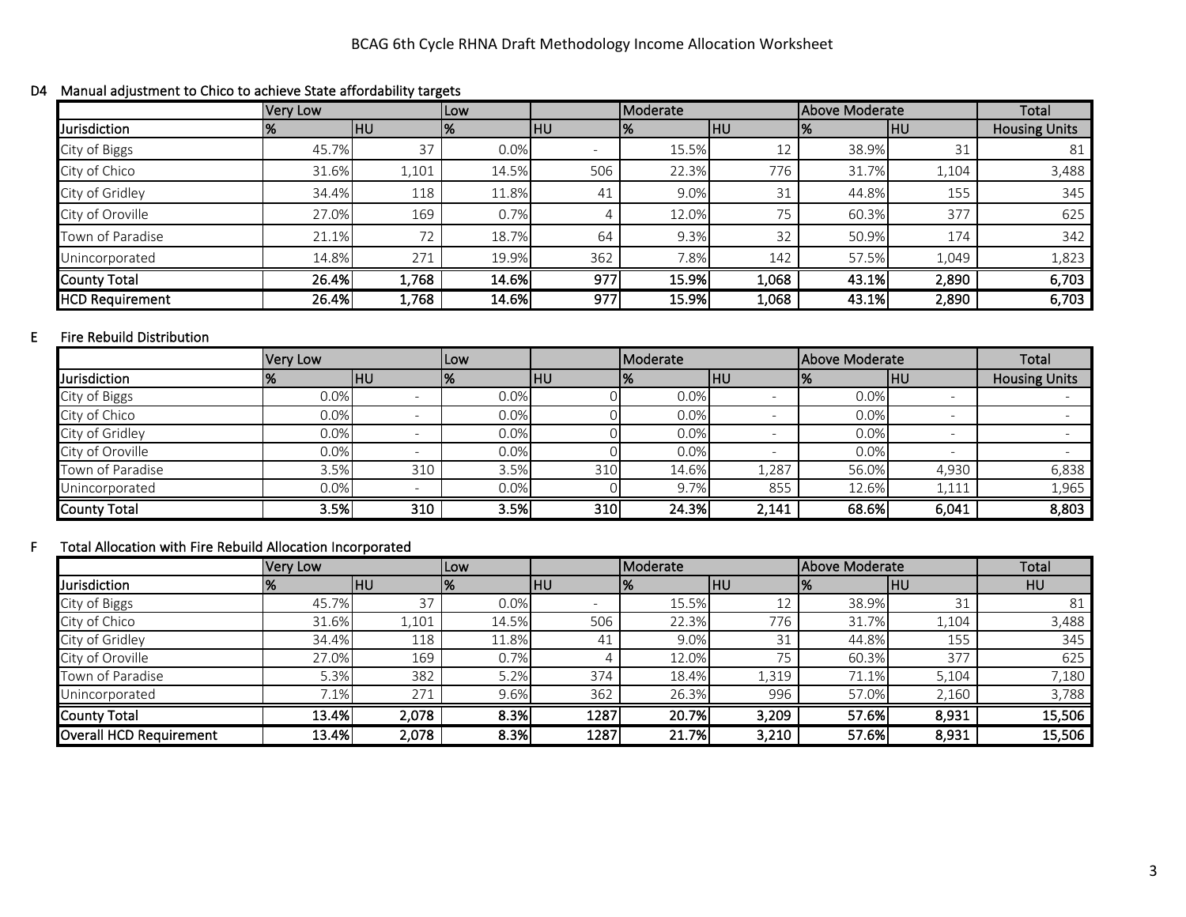# BCAG 6th Cycle RHNA Draft Methodology Income Allocation Worksheet

## D4 Manual adjustment to Chico to achieve State affordability targets

| | Very Low | | Low | | Moderate | | Above Moderate | | Total |
|---|---|---|---|---|---|---|---|---|---|
| **Jurisdiction** | **%** | **HU** | **%** | **HU** | **%** | **HU** | **%** | **HU** | **Housing Units** |
| City of Biggs | 45.7% | 37 | 0.0% | - | 15.5% | 12 | 38.9% | 31 | 81 |
| City of Chico | 31.6% | 1,101 | 14.5% | 506 | 22.3% | 776 | 31.7% | 1,104 | 3,488 |
| City of Gridley | 34.4% | 118 | 11.8% | 41 | 9.0% | 31 | 44.8% | 155 | 345 |
| City of Oroville | 27.0% | 169 | 0.7% | 4 | 12.0% | 75 | 60.3% | 377 | 625 |
| Town of Paradise | 21.1% | 72 | 18.7% | 64 | 9.3% | 32 | 50.9% | 174 | 342 |
| Unincorporated | 14.8% | 271 | 19.9% | 362 | 7.8% | 142 | 57.5% | 1,049 | 1,823 |
| **County Total** | **26.4%** | **1,768** | **14.6%** | **977** | **15.9%** | **1,068** | **43.1%** | **2,890** | **6,703** |
| **HCD Requirement** | **26.4%** | **1,768** | **14.6%** | **977** | **15.9%** | **1,068** | **43.1%** | **2,890** | **6,703** |

## E Fire Rebuild Distribution

| | Very Low | | Low | | Moderate | | Above Moderate | | Total |
|---|---|---|---|---|---|---|---|---|---|
| **Jurisdiction** | **%** | **HU** | **%** | **HU** | **%** | **HU** | **%** | **HU** | **Housing Units** |
| City of Biggs | 0.0% | - | 0.0% | 0 | 0.0% | - | 0.0% | - | - |
| City of Chico | 0.0% | - | 0.0% | 0 | 0.0% | - | 0.0% | - | - |
| City of Gridley | 0.0% | - | 0.0% | 0 | 0.0% | - | 0.0% | - | - |
| City of Oroville | 0.0% | - | 0.0% | 0 | 0.0% | - | 0.0% | - | - |
| Town of Paradise | 3.5% | 310 | 3.5% | 310 | 14.6% | 1,287 | 56.0% | 4,930 | 6,838 |
| Unincorporated | 0.0% | - | 0.0% | 0 | 9.7% | 855 | 12.6% | 1,111 | 1,965 |
| **County Total** | **3.5%** | **310** | **3.5%** | **310** | **24.3%** | **2,141** | **68.6%** | **6,041** | **8,803** |

## F Total Allocation with Fire Rebuild Allocation Incorporated

| | Very Low | | Low | | Moderate | | Above Moderate | | Total |
|---|---|---|---|---|---|---|---|---|---|
| **Jurisdiction** | **%** | **HU** | **%** | **HU** | **%** | **HU** | **%** | **HU** | **HU** |
| City of Biggs | 45.7% | 37 | 0.0% | - | 15.5% | 12 | 38.9% | 31 | 81 |
| City of Chico | 31.6% | 1,101 | 14.5% | 506 | 22.3% | 776 | 31.7% | 1,104 | 3,488 |
| City of Gridley | 34.4% | 118 | 11.8% | 41 | 9.0% | 31 | 44.8% | 155 | 345 |
| City of Oroville | 27.0% | 169 | 0.7% | 4 | 12.0% | 75 | 60.3% | 377 | 625 |
| Town of Paradise | 5.3% | 382 | 5.2% | 374 | 18.4% | 1,319 | 71.1% | 5,104 | 7,180 |
| Unincorporated | 7.1% | 271 | 9.6% | 362 | 26.3% | 996 | 57.0% | 2,160 | 3,788 |
| **County Total** | **13.4%** | **2,078** | **8.3%** | **1287** | **20.7%** | **3,209** | **57.6%** | **8,931** | **15,506** |
| **Overall HCD Requirement** | **13.4%** | **2,078** | **8.3%** | **1287** | **21.7%** | **3,210** | **57.6%** | **8,931** | **15,506** |